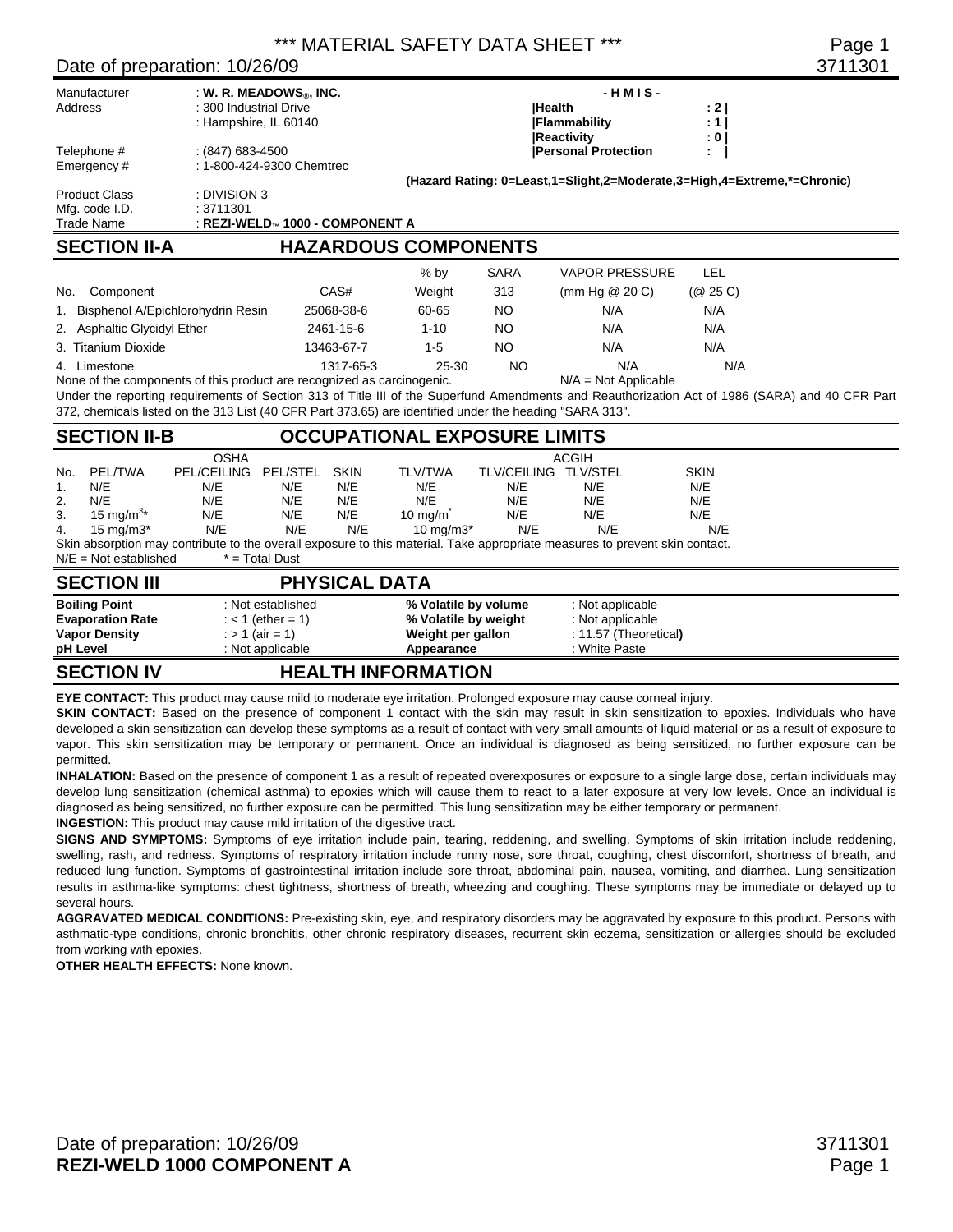# *** MATERIAL SAFETY DATA SHEET ***

Date of preparation: 10/26/09

3711301

| | | | |
|---|---|---|---|
| Manufacturer | : **W. R. MEADOWS®, INC.** | **- H M I S -** | |
| Address | : 300 Industrial Drive | **Health** | **: 2** |
| | : Hampshire, IL 60140 | **Flammability** | **: 1** |
| | | **Reactivity** | **: 0** |
| Telephone # | : (847) 683-4500 | **Personal Protection** | **:** |
| Emergency # | : 1-800-424-9300 Chemtrec | | |

**(Hazard Rating: 0=Least,1=Slight,2=Moderate,3=High,4=Extreme,*=Chronic)**

| | |
|---|---|
| Product Class | : DIVISION 3 |
| Mfg. code I.D. | : 3711301 |
| Trade Name | : **REZI-WELD™ 1000 - COMPONENT A** |

## SECTION II-A HAZARDOUS COMPONENTS

| No. | Component | CAS# | % by Weight | SARA 313 | VAPOR PRESSURE (mm Hg @ 20 C) | LEL (@ 25 C) |
|---|---|---|---|---|---|---|
| 1. | Bisphenol A/Epichlorohydrin Resin | 25068-38-6 | 60-65 | NO | N/A | N/A |
| 2. | Asphaltic Glycidyl Ether | 2461-15-6 | 1-10 | NO | N/A | N/A |
| 3. | Titanium Dioxide | 13463-67-7 | 1-5 | NO | N/A | N/A |
| 4. | Limestone | 1317-65-3 | 25-30 | NO | N/A | N/A |

None of the components of this product are recognized as carcinogenic. N/A = Not Applicable

Under the reporting requirements of Section 313 of Title III of the Superfund Amendments and Reauthorization Act of 1986 (SARA) and 40 CFR Part 372, chemicals listed on the 313 List (40 CFR Part 373.65) are identified under the heading "SARA 313".

## SECTION II-B OCCUPATIONAL EXPOSURE LIMITS

| | OSHA | | | | ACGIH | | | |
|---|---|---|---|---|---|---|---|---|
| No. | PEL/TWA | PEL/CEILING | PEL/STEL | SKIN | TLV/TWA | TLV/CEILING | TLV/STEL | SKIN |
| 1. | N/E | N/E | N/E | N/E | N/E | N/E | N/E | N/E |
| 2. | N/E | N/E | N/E | N/E | N/E | N/E | N/E | N/E |
| 3. | 15 mg/m$^3$* | N/E | N/E | N/E | 10 mg/m* | N/E | N/E | N/E |
| 4. | 15 mg/m3* | N/E | N/E | N/E | 10 mg/m3* | N/E | N/E | N/E |

Skin absorption may contribute to the overall exposure to this material. Take appropriate measures to prevent skin contact.

N/E = Not established * = Total Dust

## SECTION III PHYSICAL DATA

| | | | |
|---|---|---|---|
| **Boiling Point** | : Not established | **% Volatile by volume** | : Not applicable |
| **Evaporation Rate** | : < 1 (ether = 1) | **% Volatile by weight** | : Not applicable |
| **Vapor Density** | : > 1 (air = 1) | **Weight per gallon** | : 11.57 (Theoretical) |
| **pH Level** | : Not applicable | **Appearance** | : White Paste |

## SECTION IV HEALTH INFORMATION

**EYE CONTACT:** This product may cause mild to moderate eye irritation. Prolonged exposure may cause corneal injury.

**SKIN CONTACT:** Based on the presence of component 1 contact with the skin may result in skin sensitization to epoxies. Individuals who have developed a skin sensitization can develop these symptoms as a result of contact with very small amounts of liquid material or as a result of exposure to vapor. This skin sensitization may be temporary or permanent. Once an individual is diagnosed as being sensitized, no further exposure can be permitted.

**INHALATION:** Based on the presence of component 1 as a result of repeated overexposures or exposure to a single large dose, certain individuals may develop lung sensitization (chemical asthma) to epoxies which will cause them to react to a later exposure at very low levels. Once an individual is diagnosed as being sensitized, no further exposure can be permitted. This lung sensitization may be either temporary or permanent.

**INGESTION:** This product may cause mild irritation of the digestive tract.

**SIGNS AND SYMPTOMS:** Symptoms of eye irritation include pain, tearing, reddening, and swelling. Symptoms of skin irritation include reddening, swelling, rash, and redness. Symptoms of respiratory irritation include runny nose, sore throat, coughing, chest discomfort, shortness of breath, and reduced lung function. Symptoms of gastrointestinal irritation include sore throat, abdominal pain, nausea, vomiting, and diarrhea. Lung sensitization results in asthma-like symptoms: chest tightness, shortness of breath, wheezing and coughing. These symptoms may be immediate or delayed up to several hours.

**AGGRAVATED MEDICAL CONDITIONS:** Pre-existing skin, eye, and respiratory disorders may be aggravated by exposure to this product. Persons with asthmatic-type conditions, chronic bronchitis, other chronic respiratory diseases, recurrent skin eczema, sensitization or allergies should be excluded from working with epoxies.

**OTHER HEALTH EFFECTS:** None known.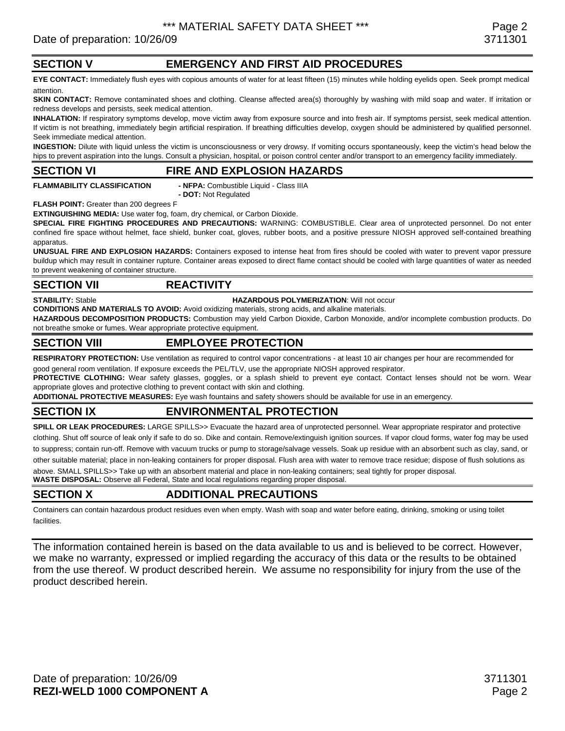## SECTION V EMERGENCY AND FIRST AID PROCEDURES

**EYE CONTACT:** Immediately flush eyes with copious amounts of water for at least fifteen (15) minutes while holding eyelids open. Seek prompt medical attention.

**SKIN CONTACT:** Remove contaminated shoes and clothing. Cleanse affected area(s) thoroughly by washing with mild soap and water. If irritation or redness develops and persists, seek medical attention.

**INHALATION:** If respiratory symptoms develop, move victim away from exposure source and into fresh air. If symptoms persist, seek medical attention. If victim is not breathing, immediately begin artificial respiration. If breathing difficulties develop, oxygen should be administered by qualified personnel. Seek immediate medical attention.

**INGESTION:** Dilute with liquid unless the victim is unconsciousness or very drowsy. If vomiting occurs spontaneously, keep the victim's head below the hips to prevent aspiration into the lungs. Consult a physician, hospital, or poison control center and/or transport to an emergency facility immediately.

## SECTION VI FIRE AND EXPLOSION HAZARDS

**FLAMMABILITY CLASSIFICATION** **- NFPA:** Combustible Liquid - Class IIIA
**- DOT:** Not Regulated

**FLASH POINT:** Greater than 200 degrees F

**EXTINGUISHING MEDIA:** Use water fog, foam, dry chemical, or Carbon Dioxide.

**SPECIAL FIRE FIGHTING PROCEDURES AND PRECAUTIONS:** WARNING: COMBUSTIBLE. Clear area of unprotected personnel. Do not enter confined fire space without helmet, face shield, bunker coat, gloves, rubber boots, and a positive pressure NIOSH approved self-contained breathing apparatus.

**UNUSUAL FIRE AND EXPLOSION HAZARDS:** Containers exposed to intense heat from fires should be cooled with water to prevent vapor pressure buildup which may result in container rupture. Container areas exposed to direct flame contact should be cooled with large quantities of water as needed to prevent weakening of container structure.

## SECTION VII REACTIVITY

**STABILITY:** Stable **HAZARDOUS POLYMERIZATION**: Will not occur

**CONDITIONS AND MATERIALS TO AVOID:** Avoid oxidizing materials, strong acids, and alkaline materials.

**HAZARDOUS DECOMPOSITION PRODUCTS:** Combustion may yield Carbon Dioxide, Carbon Monoxide, and/or incomplete combustion products. Do not breathe smoke or fumes. Wear appropriate protective equipment.

## SECTION VIII EMPLOYEE PROTECTION

**RESPIRATORY PROTECTION:** Use ventilation as required to control vapor concentrations - at least 10 air changes per hour are recommended for good general room ventilation. If exposure exceeds the PEL/TLV, use the appropriate NIOSH approved respirator.

**PROTECTIVE CLOTHING:** Wear safety glasses, goggles, or a splash shield to prevent eye contact. Contact lenses should not be worn. Wear appropriate gloves and protective clothing to prevent contact with skin and clothing.

**ADDITIONAL PROTECTIVE MEASURES:** Eye wash fountains and safety showers should be available for use in an emergency.

## SECTION IX ENVIRONMENTAL PROTECTION

**SPILL OR LEAK PROCEDURES:** LARGE SPILLS>> Evacuate the hazard area of unprotected personnel. Wear appropriate respirator and protective clothing. Shut off source of leak only if safe to do so. Dike and contain. Remove/extinguish ignition sources. If vapor cloud forms, water fog may be used to suppress; contain run-off. Remove with vacuum trucks or pump to storage/salvage vessels. Soak up residue with an absorbent such as clay, sand, or other suitable material; place in non-leaking containers for proper disposal. Flush area with water to remove trace residue; dispose of flush solutions as above. SMALL SPILLS>> Take up with an absorbent material and place in non-leaking containers; seal tightly for proper disposal.

**WASTE DISPOSAL:** Observe all Federal, State and local regulations regarding proper disposal.

## SECTION X ADDITIONAL PRECAUTIONS

Containers can contain hazardous product residues even when empty. Wash with soap and water before eating, drinking, smoking or using toilet facilities.

The information contained herein is based on the data available to us and is believed to be correct. However, we make no warranty, expressed or implied regarding the accuracy of this data or the results to be obtained from the use thereof. W product described herein. We assume no responsibility for injury from the use of the product described herein.